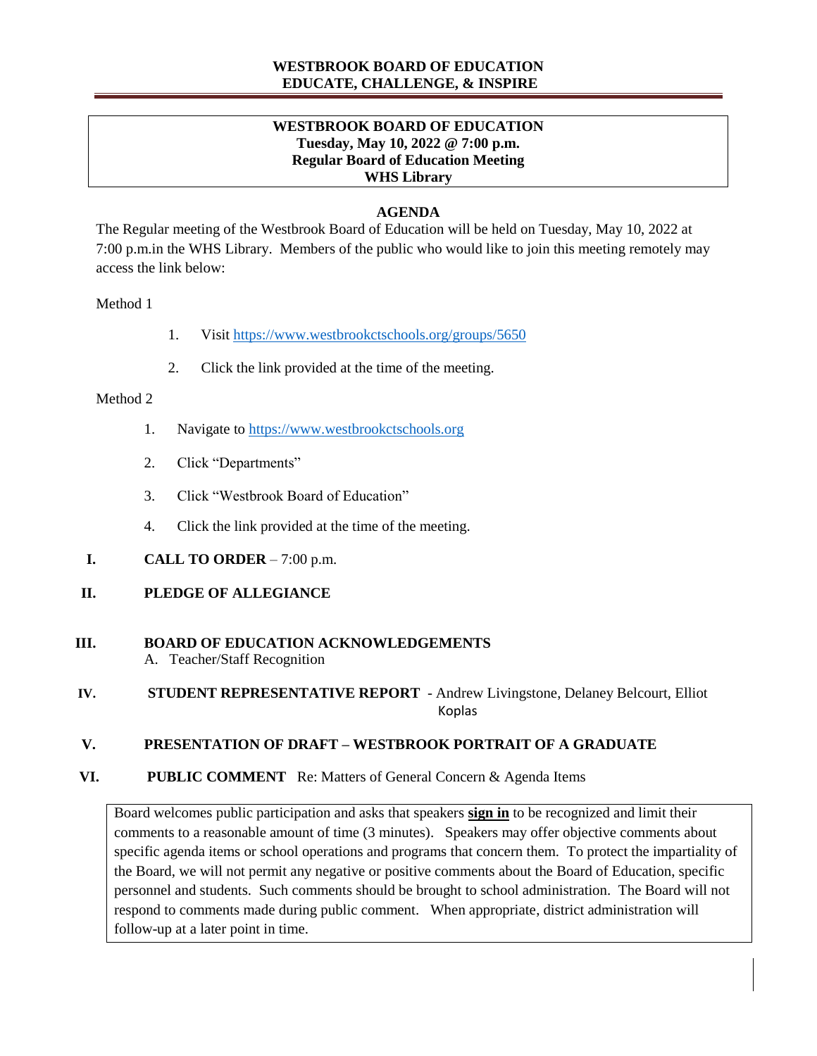**WESTBROOK BOARD OF EDUCATION**
**EDUCATE, CHALLENGE, & INSPIRE**

---

**WESTBROOK BOARD OF EDUCATION**
**Tuesday, May 10, 2022 @ 7:00 p.m.**
**Regular Board of Education Meeting**
**WHS Library**

## AGENDA

The Regular meeting of the Westbrook Board of Education will be held on Tuesday, May 10, 2022 at 7:00 p.m.in the WHS Library. Members of the public who would like to join this meeting remotely may access the link below:

Method 1

1. Visit https://www.westbrookctschools.org/groups/5650
2. Click the link provided at the time of the meeting.

Method 2

1. Navigate to https://www.westbrookctschools.org
2. Click "Departments"
3. Click "Westbrook Board of Education"
4. Click the link provided at the time of the meeting.

**I. CALL TO ORDER** – 7:00 p.m.

**II. PLEDGE OF ALLEGIANCE**

**III. BOARD OF EDUCATION ACKNOWLEDGEMENTS**
   A. Teacher/Staff Recognition

**IV. STUDENT REPRESENTATIVE REPORT** - Andrew Livingstone, Delaney Belcourt, Elliot Koplas

**V. PRESENTATION OF DRAFT – WESTBROOK PORTRAIT OF A GRADUATE**

**VI. PUBLIC COMMENT** Re: Matters of General Concern & Agenda Items

Board welcomes public participation and asks that speakers **sign in** to be recognized and limit their comments to a reasonable amount of time (3 minutes). Speakers may offer objective comments about specific agenda items or school operations and programs that concern them. To protect the impartiality of the Board, we will not permit any negative or positive comments about the Board of Education, specific personnel and students. Such comments should be brought to school administration. The Board will not respond to comments made during public comment. When appropriate, district administration will follow-up at a later point in time.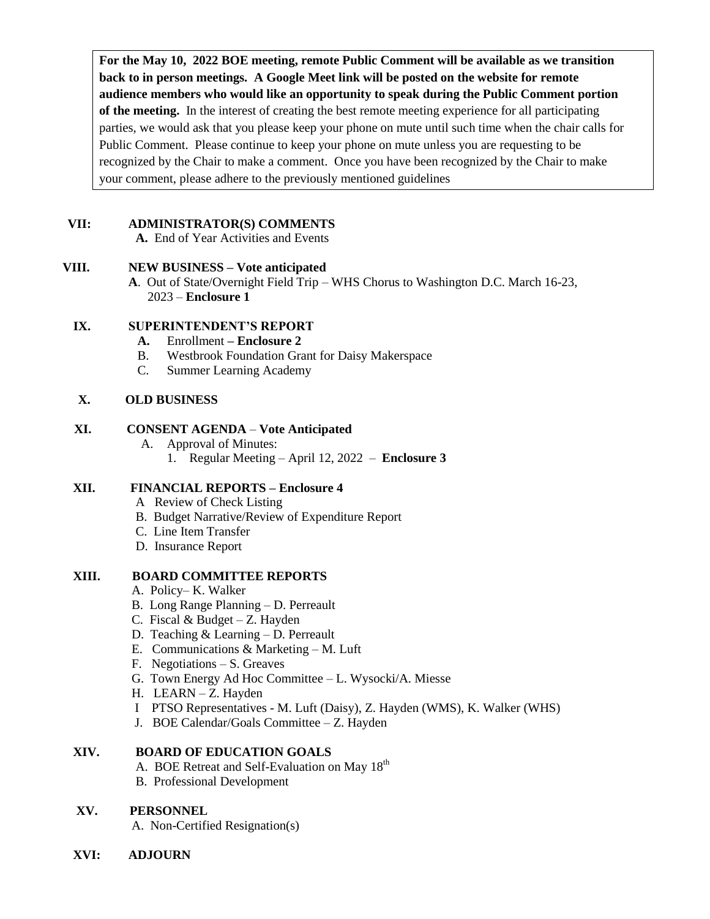**For the May 10, 2022 BOE meeting, remote Public Comment will be available as we transition back to in person meetings. A Google Meet link will be posted on the website for remote audience members who would like an opportunity to speak during the Public Comment portion of the meeting.** In the interest of creating the best remote meeting experience for all participating parties, we would ask that you please keep your phone on mute until such time when the chair calls for Public Comment. Please continue to keep your phone on mute unless you are requesting to be recognized by the Chair to make a comment. Once you have been recognized by the Chair to make your comment, please adhere to the previously mentioned guidelines

**VII: ADMINISTRATOR(S) COMMENTS**

**A.** End of Year Activities and Events

**VIII. NEW BUSINESS – Vote anticipated**

**A**. Out of State/Overnight Field Trip – WHS Chorus to Washington D.C. March 16-23, 2023 – **Enclosure 1**

**IX. SUPERINTENDENT'S REPORT**

**A.** Enrollment **– Enclosure 2**
B. Westbrook Foundation Grant for Daisy Makerspace
C. Summer Learning Academy

**X. OLD BUSINESS**

**XI. CONSENT AGENDA** – **Vote Anticipated**

A. Approval of Minutes:
1. Regular Meeting – April 12, 2022 – **Enclosure 3**

**XII. FINANCIAL REPORTS – Enclosure 4**

A Review of Check Listing
B. Budget Narrative/Review of Expenditure Report
C. Line Item Transfer
D. Insurance Report

**XIII. BOARD COMMITTEE REPORTS**

A. Policy– K. Walker
B. Long Range Planning – D. Perreault
C. Fiscal & Budget – Z. Hayden
D. Teaching & Learning – D. Perreault
E. Communications & Marketing – M. Luft
F. Negotiations – S. Greaves
G. Town Energy Ad Hoc Committee – L. Wysocki/A. Miesse
H. LEARN – Z. Hayden
I PTSO Representatives - M. Luft (Daisy), Z. Hayden (WMS), K. Walker (WHS)
J. BOE Calendar/Goals Committee – Z. Hayden

**XIV. BOARD OF EDUCATION GOALS**

A. BOE Retreat and Self-Evaluation on May 18th
B. Professional Development

**XV. PERSONNEL**

A. Non-Certified Resignation(s)

**XVI: ADJOURN**